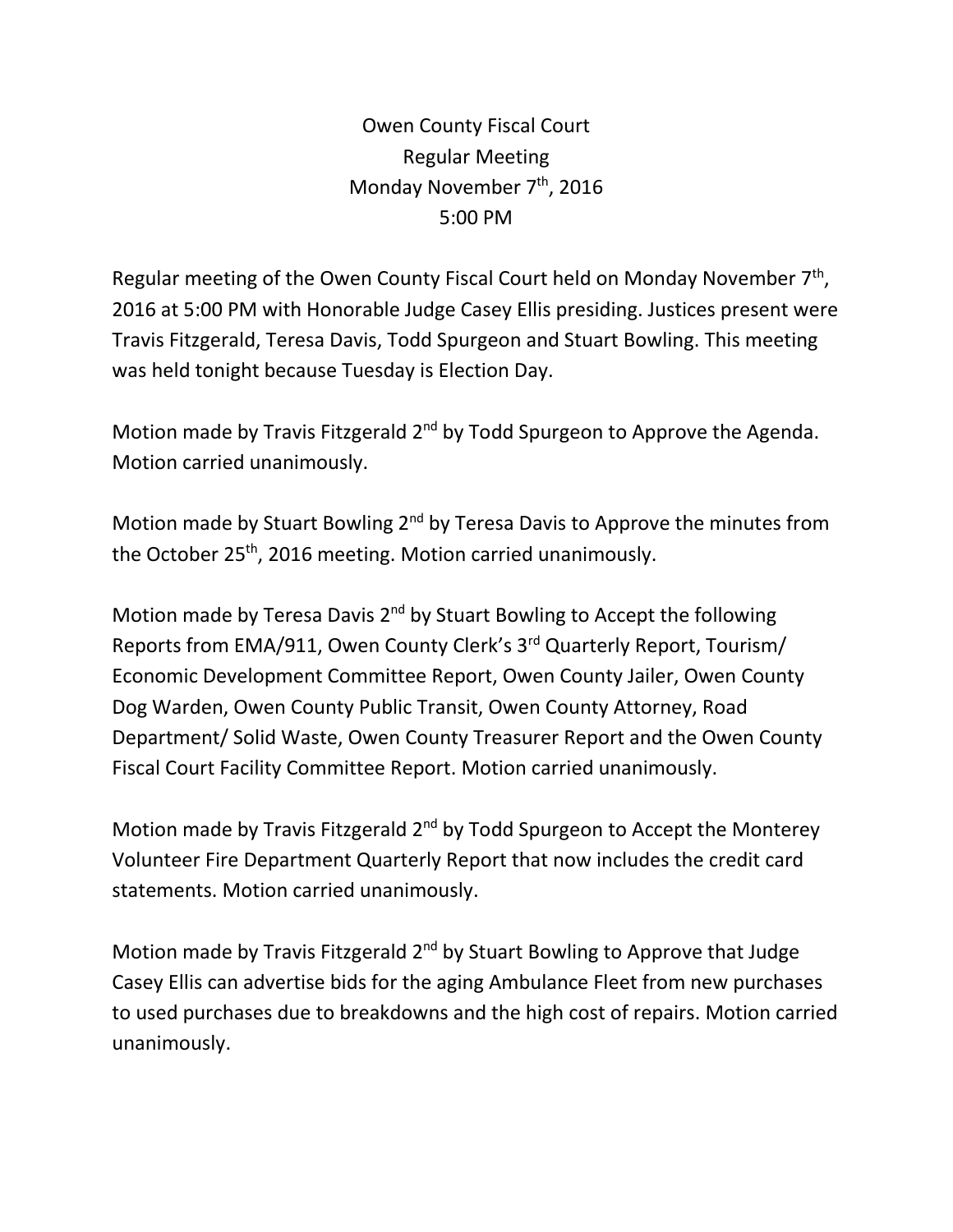# Owen County Fiscal Court
## Regular Meeting
## Monday November 7th, 2016
## 5:00 PM

Regular meeting of the Owen County Fiscal Court held on Monday November 7th, 2016 at 5:00 PM with Honorable Judge Casey Ellis presiding. Justices present were Travis Fitzgerald, Teresa Davis, Todd Spurgeon and Stuart Bowling. This meeting was held tonight because Tuesday is Election Day.

Motion made by Travis Fitzgerald 2nd by Todd Spurgeon to Approve the Agenda. Motion carried unanimously.

Motion made by Stuart Bowling 2nd by Teresa Davis to Approve the minutes from the October 25th, 2016 meeting. Motion carried unanimously.

Motion made by Teresa Davis 2nd by Stuart Bowling to Accept the following Reports from EMA/911, Owen County Clerk's 3rd Quarterly Report, Tourism/ Economic Development Committee Report, Owen County Jailer, Owen County Dog Warden, Owen County Public Transit, Owen County Attorney, Road Department/ Solid Waste, Owen County Treasurer Report and the Owen County Fiscal Court Facility Committee Report. Motion carried unanimously.

Motion made by Travis Fitzgerald 2nd by Todd Spurgeon to Accept the Monterey Volunteer Fire Department Quarterly Report that now includes the credit card statements. Motion carried unanimously.

Motion made by Travis Fitzgerald 2nd by Stuart Bowling to Approve that Judge Casey Ellis can advertise bids for the aging Ambulance Fleet from new purchases to used purchases due to breakdowns and the high cost of repairs. Motion carried unanimously.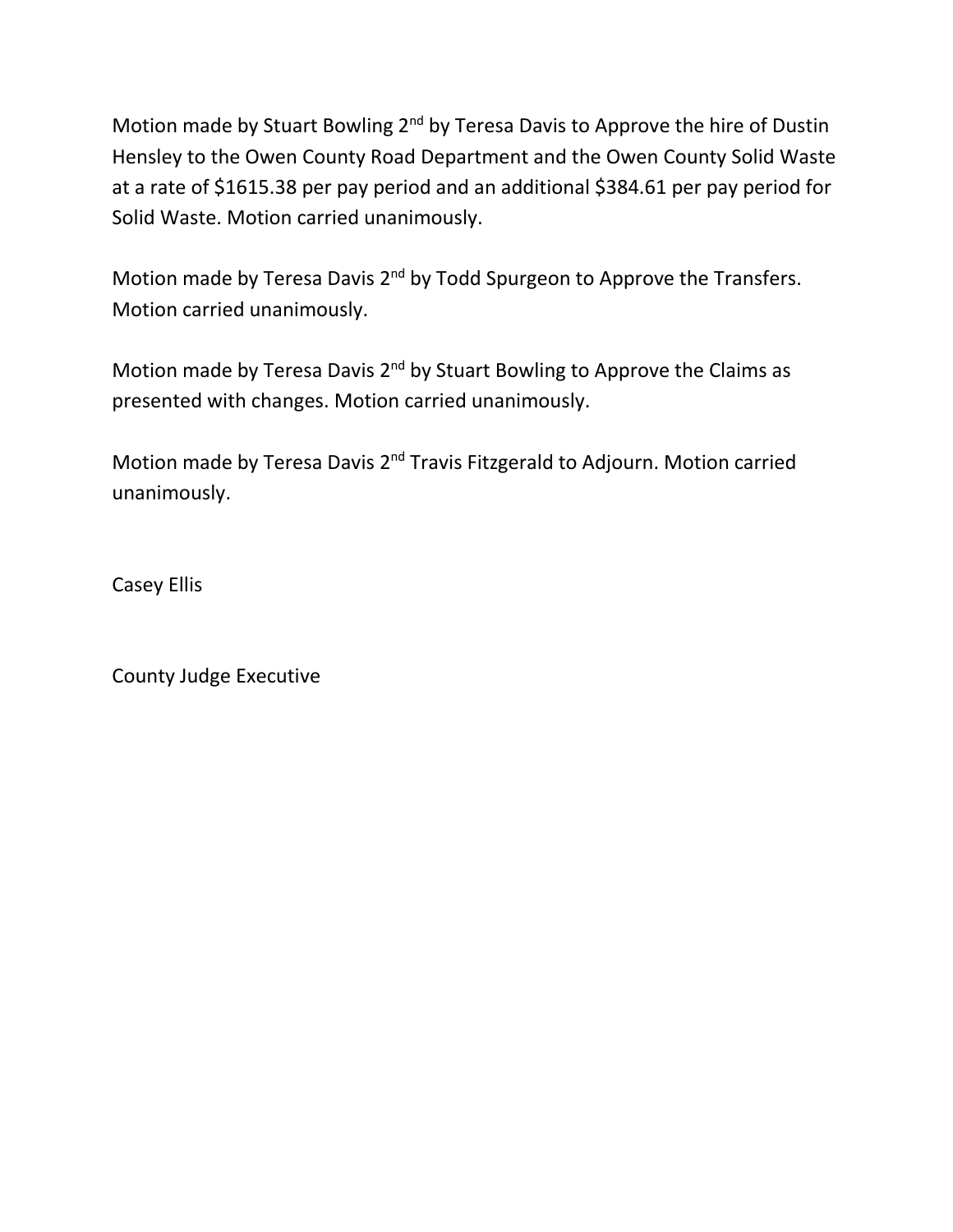Motion made by Stuart Bowling 2nd by Teresa Davis to Approve the hire of Dustin Hensley to the Owen County Road Department and the Owen County Solid Waste at a rate of $1615.38 per pay period and an additional $384.61 per pay period for Solid Waste. Motion carried unanimously.

Motion made by Teresa Davis 2nd by Todd Spurgeon to Approve the Transfers. Motion carried unanimously.

Motion made by Teresa Davis 2nd by Stuart Bowling to Approve the Claims as presented with changes. Motion carried unanimously.

Motion made by Teresa Davis 2nd Travis Fitzgerald to Adjourn. Motion carried unanimously.

Casey Ellis

County Judge Executive